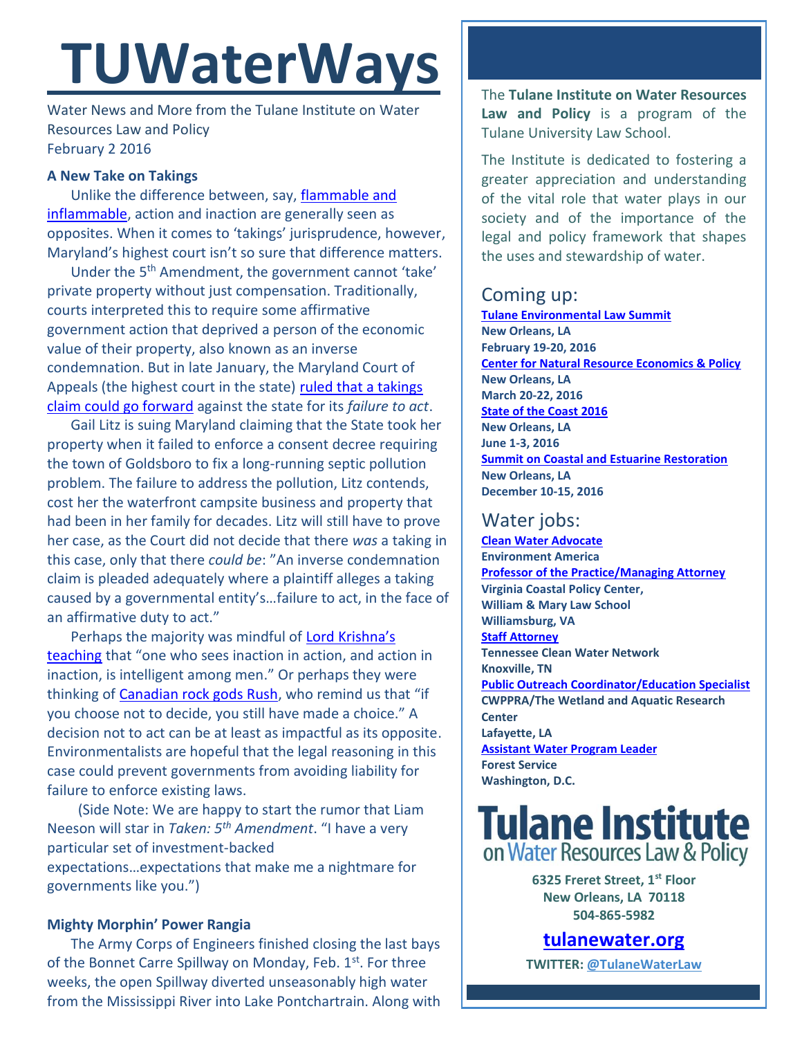# TUWaterWays

Water News and More from the Tulane Institute on Water Resources Law and Policy
February 2 2016

### A New Take on Takings

Unlike the difference between, say, flammable and inflammable, action and inaction are generally seen as opposites. When it comes to 'takings' jurisprudence, however, Maryland's highest court isn't so sure that difference matters.

Under the 5th Amendment, the government cannot 'take' private property without just compensation. Traditionally, courts interpreted this to require some affirmative government action that deprived a person of the economic value of their property, also known as an inverse condemnation. But in late January, the Maryland Court of Appeals (the highest court in the state) ruled that a takings claim could go forward against the state for its *failure to act*.

Gail Litz is suing Maryland claiming that the State took her property when it failed to enforce a consent decree requiring the town of Goldsboro to fix a long-running septic pollution problem. The failure to address the pollution, Litz contends, cost her the waterfront campsite business and property that had been in her family for decades. Litz will still have to prove her case, as the Court did not decide that there *was* a taking in this case, only that there *could be*: "An inverse condemnation claim is pleaded adequately where a plaintiff alleges a taking caused by a governmental entity's…failure to act, in the face of an affirmative duty to act."

Perhaps the majority was mindful of Lord Krishna's teaching that "one who sees inaction in action, and action in inaction, is intelligent among men." Or perhaps they were thinking of Canadian rock gods Rush, who remind us that "if you choose not to decide, you still have made a choice." A decision not to act can be at least as impactful as its opposite. Environmentalists are hopeful that the legal reasoning in this case could prevent governments from avoiding liability for failure to enforce existing laws.

(Side Note: We are happy to start the rumor that Liam Neeson will star in *Taken: 5th Amendment*. "I have a very particular set of investment-backed expectations…expectations that make me a nightmare for governments like you.")

### Mighty Morphin' Power Rangia

The Army Corps of Engineers finished closing the last bays of the Bonnet Carre Spillway on Monday, Feb. 1st. For three weeks, the open Spillway diverted unseasonably high water from the Mississippi River into Lake Pontchartrain. Along with

---

The **Tulane Institute on Water Resources Law and Policy** is a program of the Tulane University Law School.

The Institute is dedicated to fostering a greater appreciation and understanding of the vital role that water plays in our society and of the importance of the legal and policy framework that shapes the uses and stewardship of water.

## Coming up:

**Tulane Environmental Law Summit**
**New Orleans, LA**
**February 19-20, 2016**

**Center for Natural Resource Economics & Policy**
**New Orleans, LA**
**March 20-22, 2016**

**State of the Coast 2016**
**New Orleans, LA**
**June 1-3, 2016**

**Summit on Coastal and Estuarine Restoration**
**New Orleans, LA**
**December 10-15, 2016**

## Water jobs:

**Clean Water Advocate**
**Environment America**

**Professor of the Practice/Managing Attorney**
**Virginia Coastal Policy Center, William & Mary Law School**
**Williamsburg, VA**

**Staff Attorney**
**Tennessee Clean Water Network**
**Knoxville, TN**

**Public Outreach Coordinator/Education Specialist**
**CWPPRA/The Wetland and Aquatic Research Center**
**Lafayette, LA**

**Assistant Water Program Leader**
**Forest Service**
**Washington, D.C.**

**Tulane Institute on Water Resources Law & Policy**

**6325 Freret Street, 1st Floor**
**New Orleans, LA 70118**
**504-865-5982**

**tulanewater.org**

**TWITTER: @TulaneWaterLaw**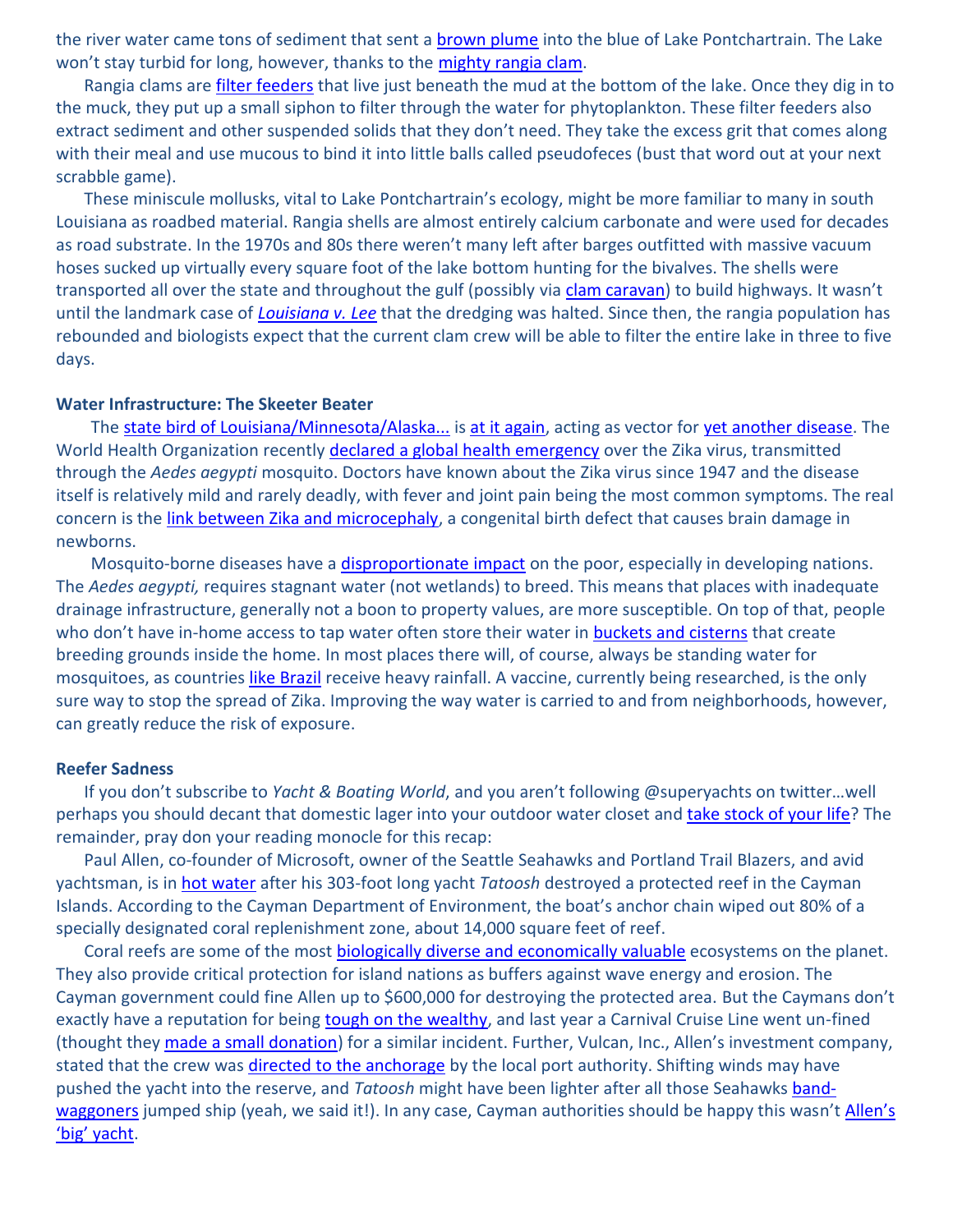the river water came tons of sediment that sent a brown plume into the blue of Lake Pontchartrain. The Lake won't stay turbid for long, however, thanks to the mighty rangia clam.

Rangia clams are filter feeders that live just beneath the mud at the bottom of the lake. Once they dig in to the muck, they put up a small siphon to filter through the water for phytoplankton. These filter feeders also extract sediment and other suspended solids that they don't need. They take the excess grit that comes along with their meal and use mucous to bind it into little balls called pseudofeces (bust that word out at your next scrabble game).

These miniscule mollusks, vital to Lake Pontchartrain's ecology, might be more familiar to many in south Louisiana as roadbed material. Rangia shells are almost entirely calcium carbonate and were used for decades as road substrate. In the 1970s and 80s there weren't many left after barges outfitted with massive vacuum hoses sucked up virtually every square foot of the lake bottom hunting for the bivalves. The shells were transported all over the state and throughout the gulf (possibly via clam caravan) to build highways. It wasn't until the landmark case of ***Louisiana v. Lee*** that the dredging was halted. Since then, the rangia population has rebounded and biologists expect that the current clam crew will be able to filter the entire lake in three to five days.

### Water Infrastructure: The Skeeter Beater

The state bird of Louisiana/Minnesota/Alaska... is at it again, acting as vector for yet another disease. The World Health Organization recently declared a global health emergency over the Zika virus, transmitted through the *Aedes aegypti* mosquito. Doctors have known about the Zika virus since 1947 and the disease itself is relatively mild and rarely deadly, with fever and joint pain being the most common symptoms. The real concern is the link between Zika and microcephaly, a congenital birth defect that causes brain damage in newborns.

Mosquito-borne diseases have a disproportionate impact on the poor, especially in developing nations. The *Aedes aegypti,* requires stagnant water (not wetlands) to breed. This means that places with inadequate drainage infrastructure, generally not a boon to property values, are more susceptible. On top of that, people who don't have in-home access to tap water often store their water in buckets and cisterns that create breeding grounds inside the home. In most places there will, of course, always be standing water for mosquitoes, as countries like Brazil receive heavy rainfall. A vaccine, currently being researched, is the only sure way to stop the spread of Zika. Improving the way water is carried to and from neighborhoods, however, can greatly reduce the risk of exposure.

### Reefer Sadness

If you don't subscribe to *Yacht & Boating World*, and you aren't following @superyachts on twitter…well perhaps you should decant that domestic lager into your outdoor water closet and take stock of your life? The remainder, pray don your reading monocle for this recap:

Paul Allen, co-founder of Microsoft, owner of the Seattle Seahawks and Portland Trail Blazers, and avid yachtsman, is in hot water after his 303-foot long yacht *Tatoosh* destroyed a protected reef in the Cayman Islands. According to the Cayman Department of Environment, the boat's anchor chain wiped out 80% of a specially designated coral replenishment zone, about 14,000 square feet of reef.

Coral reefs are some of the most biologically diverse and economically valuable ecosystems on the planet. They also provide critical protection for island nations as buffers against wave energy and erosion. The Cayman government could fine Allen up to $600,000 for destroying the protected area. But the Caymans don't exactly have a reputation for being tough on the wealthy, and last year a Carnival Cruise Line went un-fined (thought they made a small donation) for a similar incident. Further, Vulcan, Inc., Allen's investment company, stated that the crew was directed to the anchorage by the local port authority. Shifting winds may have pushed the yacht into the reserve, and *Tatoosh* might have been lighter after all those Seahawks band-waggoners jumped ship (yeah, we said it!). In any case, Cayman authorities should be happy this wasn't Allen's 'big' yacht.